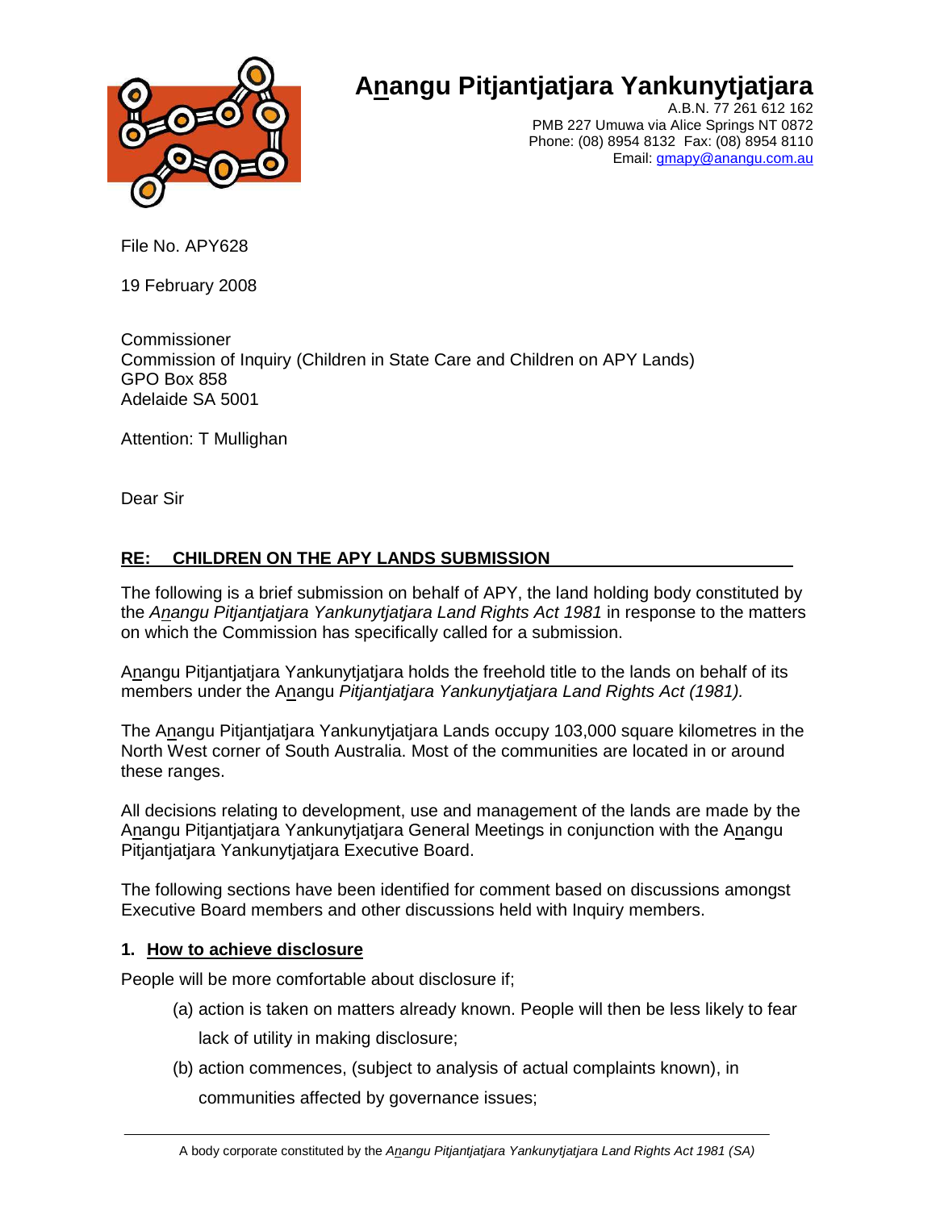# Anangu Pitjantjatjara Yankunytjatjara

A.B.N. 77 261 612 162
PMB 227 Umuwa via Alice Springs NT 0872
Phone: (08) 8954 8132 Fax: (08) 8954 8110
Email: gmapy@anangu.com.au

File No. APY628

19 February 2008

Commissioner
Commission of Inquiry (Children in State Care and Children on APY Lands)
GPO Box 858
Adelaide SA 5001

Attention: T Mullighan

Dear Sir

**RE: CHILDREN ON THE APY LANDS SUBMISSION**

The following is a brief submission on behalf of APY, the land holding body constituted by the *Anangu Pitjantjatjara Yankunytjatjara Land Rights Act 1981* in response to the matters on which the Commission has specifically called for a submission.

Anangu Pitjantjatjara Yankunytjatjara holds the freehold title to the lands on behalf of its members under the Anangu *Pitjantjatjara Yankunytjatjara Land Rights Act (1981).*

The Anangu Pitjantjatjara Yankunytjatjara Lands occupy 103,000 square kilometres in the North West corner of South Australia. Most of the communities are located in or around these ranges.

All decisions relating to development, use and management of the lands are made by the Anangu Pitjantjatjara Yankunytjatjara General Meetings in conjunction with the Anangu Pitjantjatjara Yankunytjatjara Executive Board.

The following sections have been identified for comment based on discussions amongst Executive Board members and other discussions held with Inquiry members.

**1. How to achieve disclosure**

People will be more comfortable about disclosure if;

(a) action is taken on matters already known. People will then be less likely to fear lack of utility in making disclosure;

(b) action commences, (subject to analysis of actual complaints known), in communities affected by governance issues;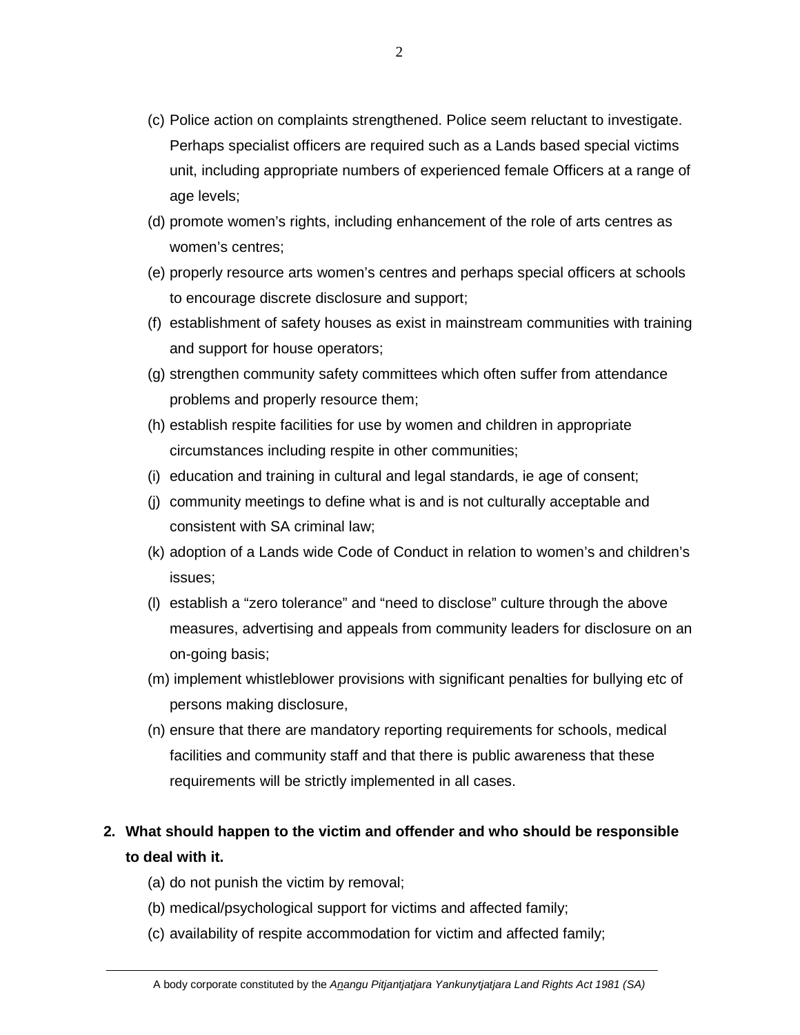(c) Police action on complaints strengthened. Police seem reluctant to investigate. Perhaps specialist officers are required such as a Lands based special victims unit, including appropriate numbers of experienced female Officers at a range of age levels;

(d) promote women's rights, including enhancement of the role of arts centres as women's centres;

(e) properly resource arts women's centres and perhaps special officers at schools to encourage discrete disclosure and support;

(f) establishment of safety houses as exist in mainstream communities with training and support for house operators;

(g) strengthen community safety committees which often suffer from attendance problems and properly resource them;

(h) establish respite facilities for use by women and children in appropriate circumstances including respite in other communities;

(i) education and training in cultural and legal standards, ie age of consent;

(j) community meetings to define what is and is not culturally acceptable and consistent with SA criminal law;

(k) adoption of a Lands wide Code of Conduct in relation to women's and children's issues;

(l) establish a "zero tolerance" and "need to disclose" culture through the above measures, advertising and appeals from community leaders for disclosure on an on-going basis;

(m) implement whistleblower provisions with significant penalties for bullying etc of persons making disclosure,

(n) ensure that there are mandatory reporting requirements for schools, medical facilities and community staff and that there is public awareness that these requirements will be strictly implemented in all cases.

**2. What should happen to the victim and offender and who should be responsible to deal with it.**

(a) do not punish the victim by removal;

(b) medical/psychological support for victims and affected family;

(c) availability of respite accommodation for victim and affected family;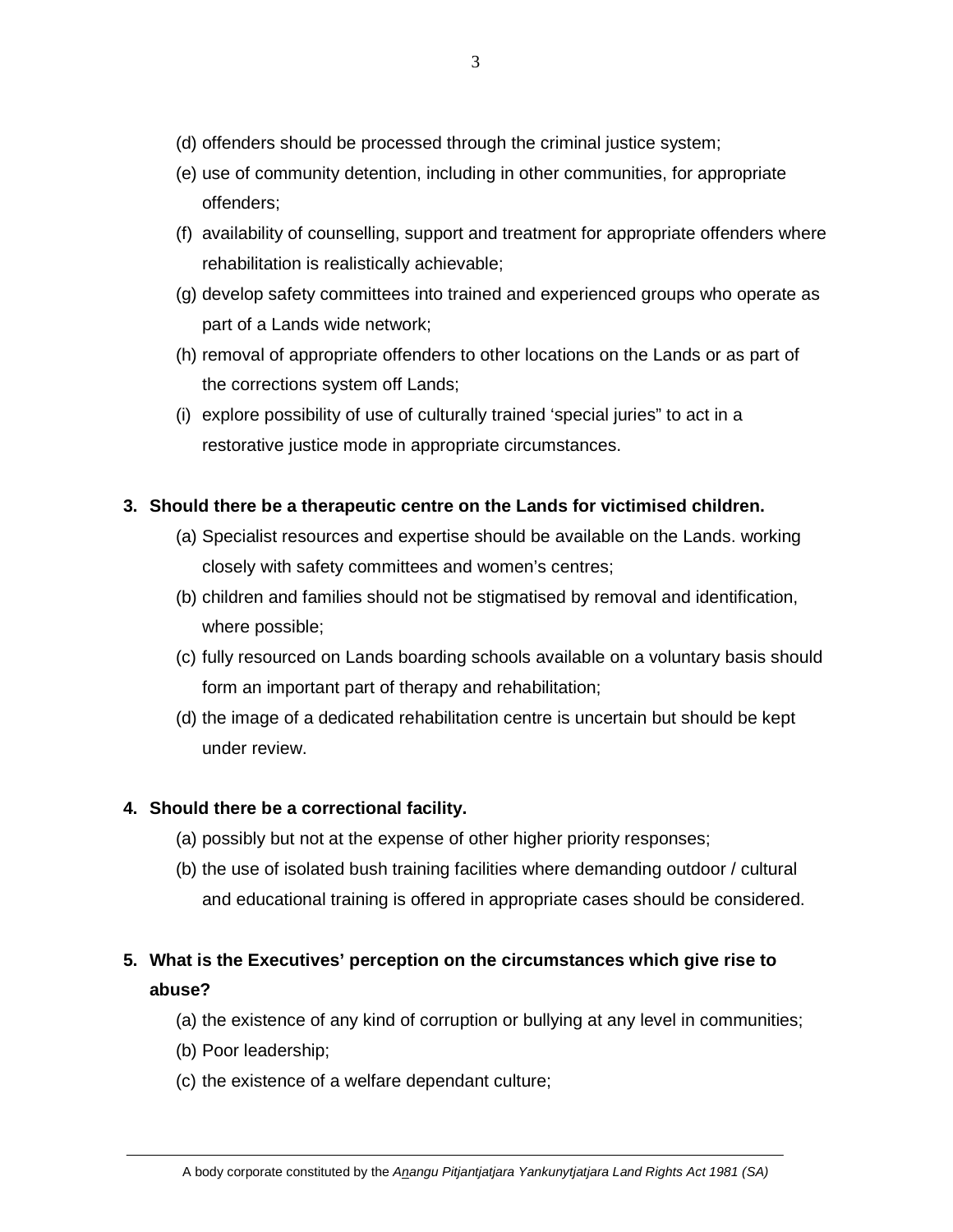(d) offenders should be processed through the criminal justice system;

(e) use of community detention, including in other communities, for appropriate offenders;

(f) availability of counselling, support and treatment for appropriate offenders where rehabilitation is realistically achievable;

(g) develop safety committees into trained and experienced groups who operate as part of a Lands wide network;

(h) removal of appropriate offenders to other locations on the Lands or as part of the corrections system off Lands;

(i) explore possibility of use of culturally trained 'special juries" to act in a restorative justice mode in appropriate circumstances.

**3. Should there be a therapeutic centre on the Lands for victimised children.**

(a) Specialist resources and expertise should be available on the Lands. working closely with safety committees and women's centres;

(b) children and families should not be stigmatised by removal and identification, where possible;

(c) fully resourced on Lands boarding schools available on a voluntary basis should form an important part of therapy and rehabilitation;

(d) the image of a dedicated rehabilitation centre is uncertain but should be kept under review.

**4. Should there be a correctional facility.**

(a) possibly but not at the expense of other higher priority responses;

(b) the use of isolated bush training facilities where demanding outdoor / cultural and educational training is offered in appropriate cases should be considered.

**5. What is the Executives' perception on the circumstances which give rise to abuse?**

(a) the existence of any kind of corruption or bullying at any level in communities;

(b) Poor leadership;

(c) the existence of a welfare dependant culture;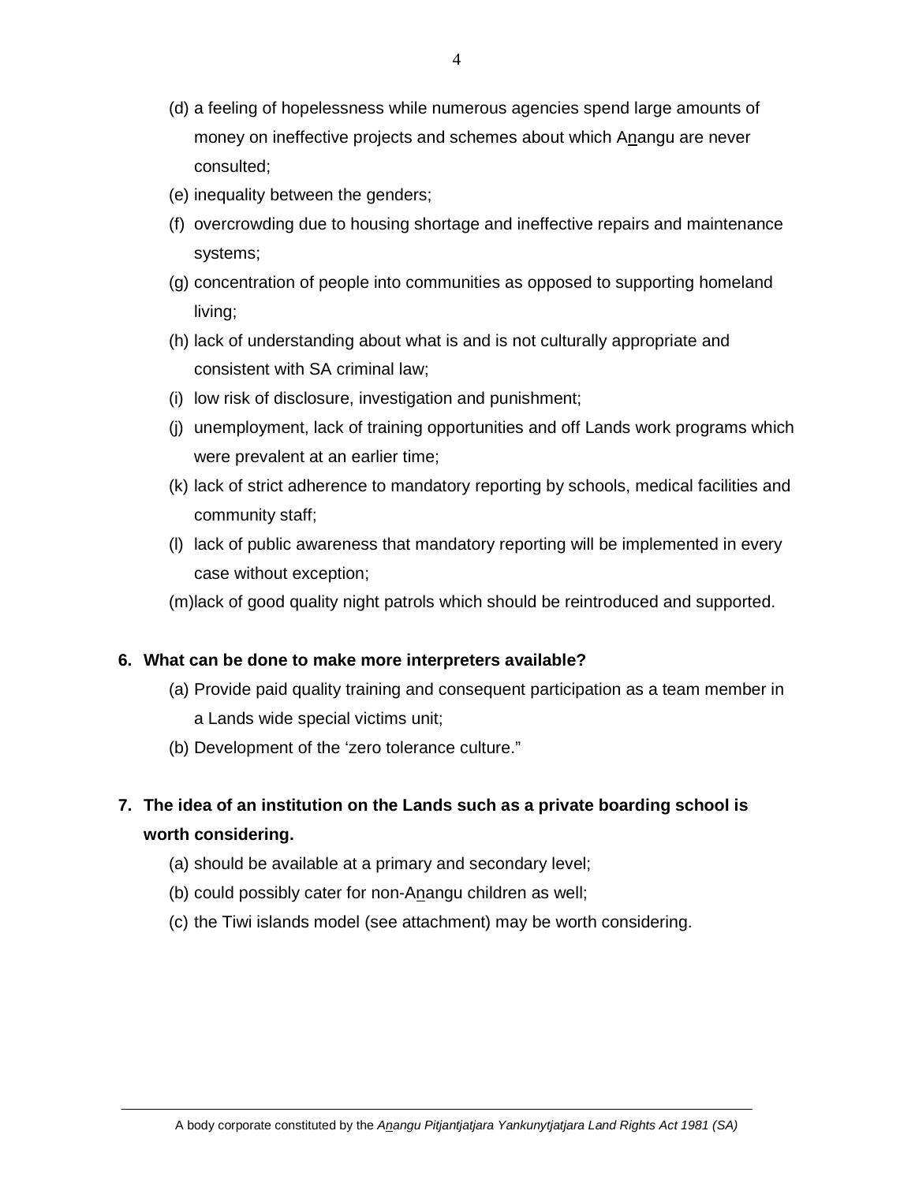(d) a feeling of hopelessness while numerous agencies spend large amounts of money on ineffective projects and schemes about which Anangu are never consulted;

(e) inequality between the genders;

(f) overcrowding due to housing shortage and ineffective repairs and maintenance systems;

(g) concentration of people into communities as opposed to supporting homeland living;

(h) lack of understanding about what is and is not culturally appropriate and consistent with SA criminal law;

(i) low risk of disclosure, investigation and punishment;

(j) unemployment, lack of training opportunities and off Lands work programs which were prevalent at an earlier time;

(k) lack of strict adherence to mandatory reporting by schools, medical facilities and community staff;

(l) lack of public awareness that mandatory reporting will be implemented in every case without exception;

(m) lack of good quality night patrols which should be reintroduced and supported.

**6. What can be done to make more interpreters available?**

(a) Provide paid quality training and consequent participation as a team member in a Lands wide special victims unit;

(b) Development of the 'zero tolerance culture."

**7. The idea of an institution on the Lands such as a private boarding school is worth considering.**

(a) should be available at a primary and secondary level;

(b) could possibly cater for non-Anangu children as well;

(c) the Tiwi islands model (see attachment) may be worth considering.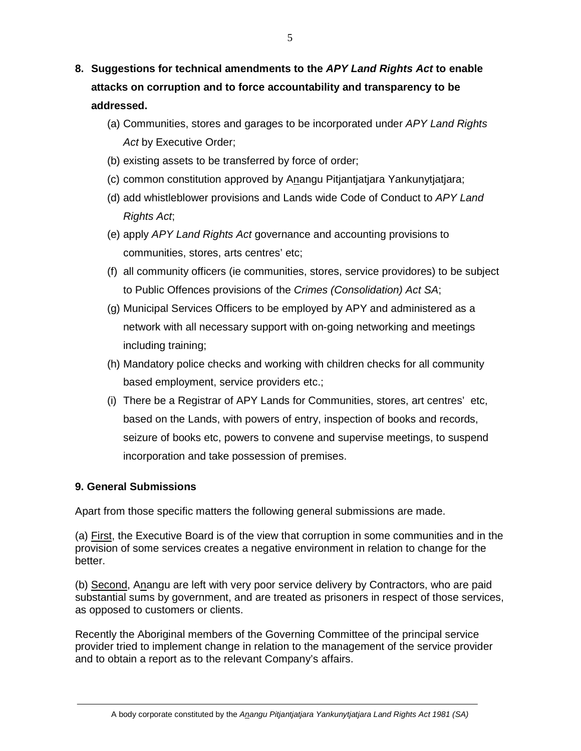## 8. Suggestions for technical amendments to the *APY Land Rights Act* to enable attacks on corruption and to force accountability and transparency to be addressed.

(a) Communities, stores and garages to be incorporated under *APY Land Rights Act* by Executive Order;

(b) existing assets to be transferred by force of order;

(c) common constitution approved by Anangu Pitjantjatjara Yankunytjatjara;

(d) add whistleblower provisions and Lands wide Code of Conduct to *APY Land Rights Act*;

(e) apply *APY Land Rights Act* governance and accounting provisions to communities, stores, arts centres' etc;

(f) all community officers (ie communities, stores, service providores) to be subject to Public Offences provisions of the *Crimes (Consolidation) Act SA*;

(g) Municipal Services Officers to be employed by APY and administered as a network with all necessary support with on-going networking and meetings including training;

(h) Mandatory police checks and working with children checks for all community based employment, service providers etc.;

(i) There be a Registrar of APY Lands for Communities, stores, art centres' etc, based on the Lands, with powers of entry, inspection of books and records, seizure of books etc, powers to convene and supervise meetings, to suspend incorporation and take possession of premises.

## 9. General Submissions

Apart from those specific matters the following general submissions are made.

(a) First, the Executive Board is of the view that corruption in some communities and in the provision of some services creates a negative environment in relation to change for the better.

(b) Second, Anangu are left with very poor service delivery by Contractors, who are paid substantial sums by government, and are treated as prisoners in respect of those services, as opposed to customers or clients.

Recently the Aboriginal members of the Governing Committee of the principal service provider tried to implement change in relation to the management of the service provider and to obtain a report as to the relevant Company's affairs.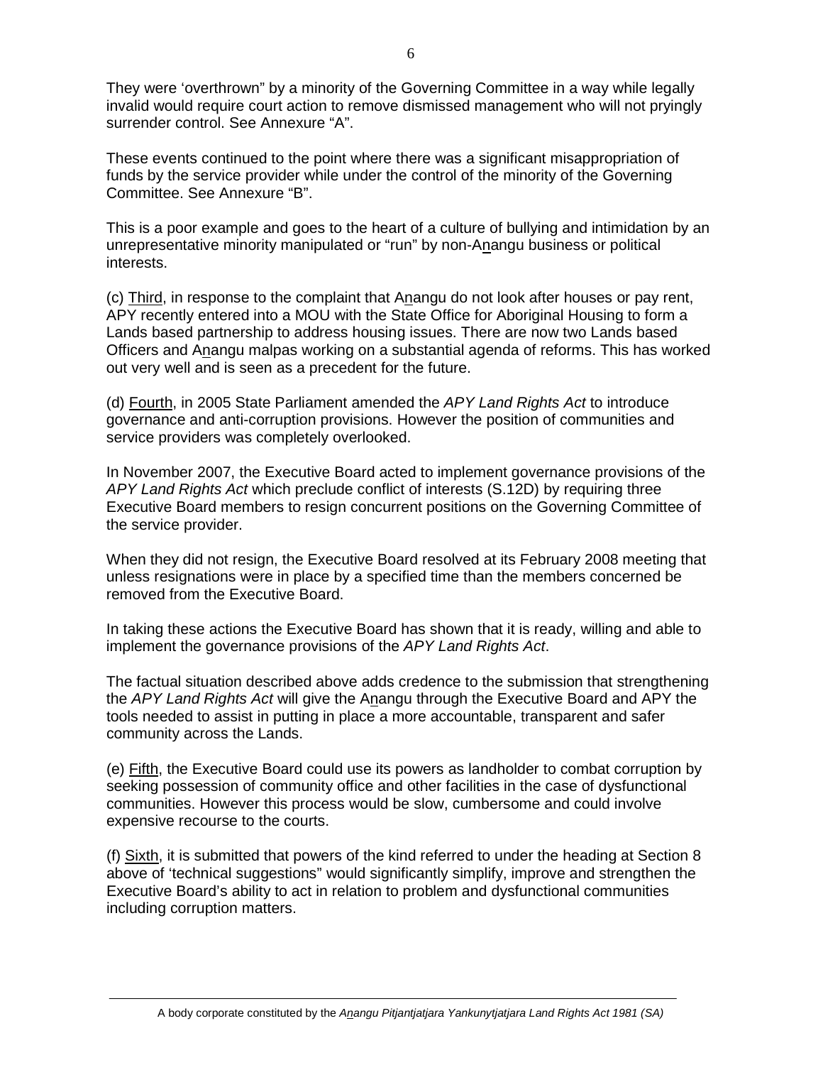They were 'overthrown" by a minority of the Governing Committee in a way while legally invalid would require court action to remove dismissed management who will not pryingly surrender control. See Annexure "A".

These events continued to the point where there was a significant misappropriation of funds by the service provider while under the control of the minority of the Governing Committee. See Annexure "B".

This is a poor example and goes to the heart of a culture of bullying and intimidation by an unrepresentative minority manipulated or "run" by non-Anangu business or political interests.

(c) <u>Third</u>, in response to the complaint that Anangu do not look after houses or pay rent, APY recently entered into a MOU with the State Office for Aboriginal Housing to form a Lands based partnership to address housing issues. There are now two Lands based Officers and Anangu malpas working on a substantial agenda of reforms. This has worked out very well and is seen as a precedent for the future.

(d) <u>Fourth</u>, in 2005 State Parliament amended the *APY Land Rights Act* to introduce governance and anti-corruption provisions. However the position of communities and service providers was completely overlooked.

In November 2007, the Executive Board acted to implement governance provisions of the *APY Land Rights Act* which preclude conflict of interests (S.12D) by requiring three Executive Board members to resign concurrent positions on the Governing Committee of the service provider.

When they did not resign, the Executive Board resolved at its February 2008 meeting that unless resignations were in place by a specified time than the members concerned be removed from the Executive Board.

In taking these actions the Executive Board has shown that it is ready, willing and able to implement the governance provisions of the *APY Land Rights Act*.

The factual situation described above adds credence to the submission that strengthening the *APY Land Rights Act* will give the Anangu through the Executive Board and APY the tools needed to assist in putting in place a more accountable, transparent and safer community across the Lands.

(e) <u>Fifth</u>, the Executive Board could use its powers as landholder to combat corruption by seeking possession of community office and other facilities in the case of dysfunctional communities. However this process would be slow, cumbersome and could involve expensive recourse to the courts.

(f) <u>Sixth</u>, it is submitted that powers of the kind referred to under the heading at Section 8 above of 'technical suggestions" would significantly simplify, improve and strengthen the Executive Board's ability to act in relation to problem and dysfunctional communities including corruption matters.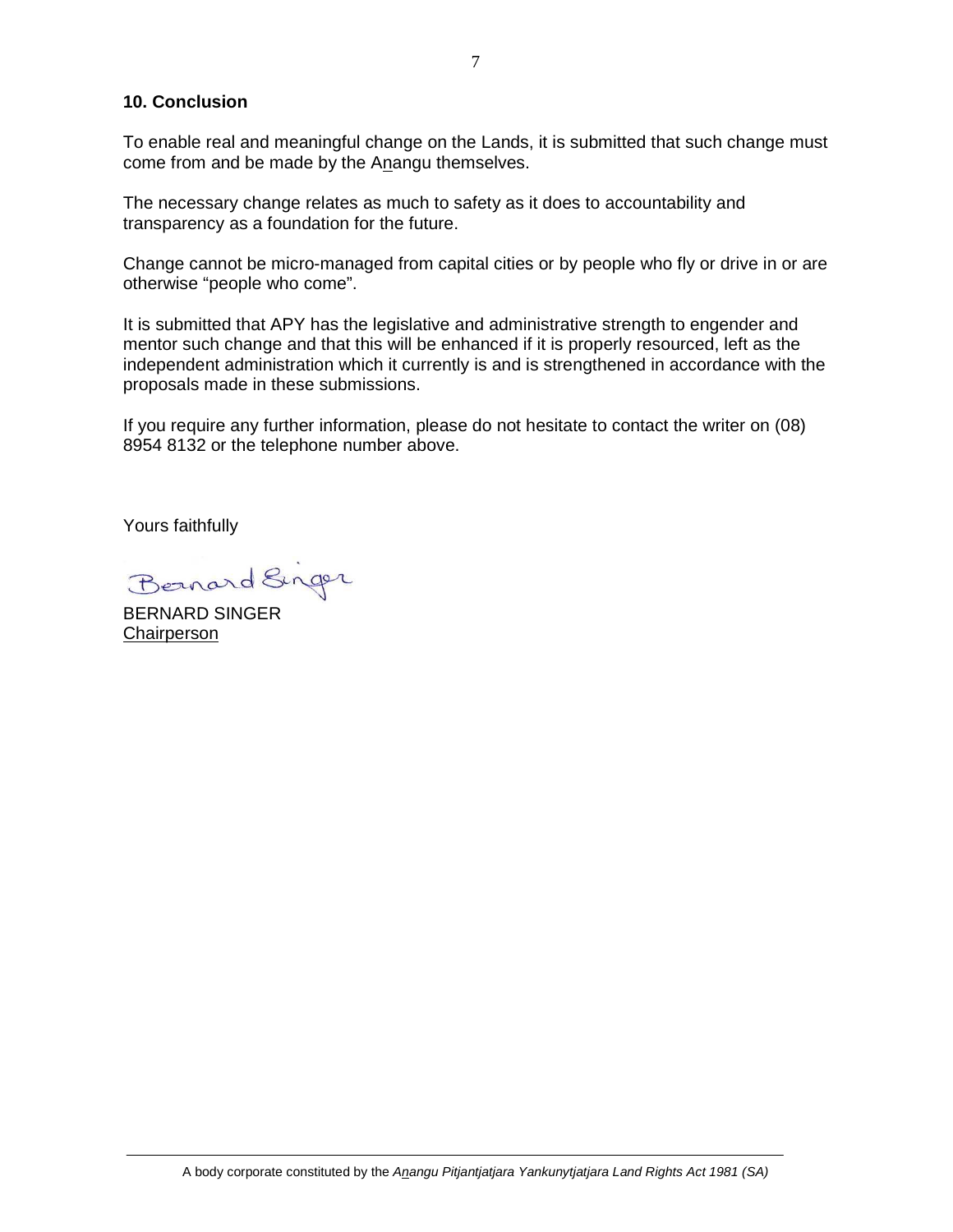## 10. Conclusion

To enable real and meaningful change on the Lands, it is submitted that such change must come from and be made by the Anangu themselves.

The necessary change relates as much to safety as it does to accountability and transparency as a foundation for the future.

Change cannot be micro-managed from capital cities or by people who fly or drive in or are otherwise "people who come".

It is submitted that APY has the legislative and administrative strength to engender and mentor such change and that this will be enhanced if it is properly resourced, left as the independent administration which it currently is and is strengthened in accordance with the proposals made in these submissions.

If you require any further information, please do not hesitate to contact the writer on (08) 8954 8132 or the telephone number above.

Yours faithfully

Bernard Singer

BERNARD SINGER
Chairperson